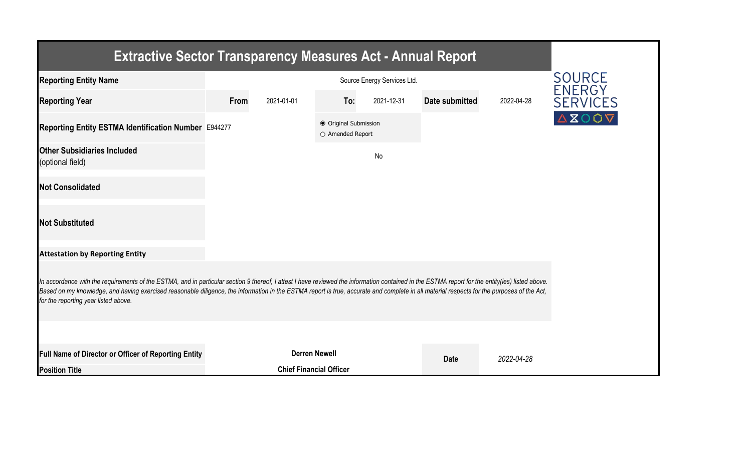# Extractive Sector Transparency Measures Act - Annual Report

| | | | | | | |
|---|---|---|---|---|---|---|
| **Reporting Entity Name** | Source Energy Services Ltd. | | | | | |
| **Reporting Year** | **From** | 2021-01-01 | **To:** | 2021-12-31 | **Date submitted** | 2022-04-28 |
| **Reporting Entity ESTMA Identification Number** | E944277 | | ◉ Original Submission ○ Amended Report | | | |
| **Other Subsidiaries Included** (optional field) | No | | | | | |
| **Not Consolidated** | | | | | | |
| **Not Substituted** | | | | | | |

SOURCE ENERGY SERVICES

**Attestation by Reporting Entity**

*In accordance with the requirements of the ESTMA, and in particular section 9 thereof, I attest I have reviewed the information contained in the ESTMA report for the entity(ies) listed above. Based on my knowledge, and having exercised reasonable diligence, the information in the ESTMA report is true, accurate and complete in all material respects for the purposes of the Act, for the reporting year listed above.*

| | | | |
|---|---|---|---|
| **Full Name of Director or Officer of Reporting Entity** | **Derren Newell** | **Date** | *2022-04-28* |
| **Position Title** | **Chief Financial Officer** | | |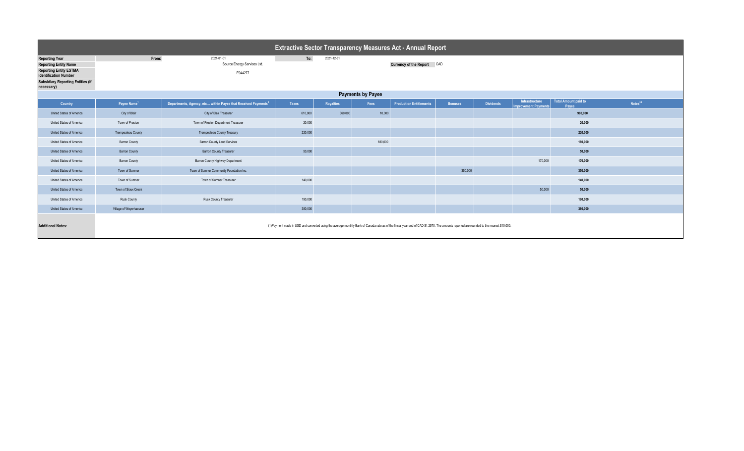# Extractive Sector Transparency Measures Act - Annual Report

| | | | | |
|---|---|---|---|---|
| **Reporting Year** | From: | 2021-01-01 | To: | 2021-12-31 |
| **Reporting Entity Name** | | Source Energy Services Ltd. | **Currency of the Report** | CAD |
| **Reporting Entity ESTMA Identification Number** | | E944277 | | |
| **Subsidiary Reporting Entities (if necessary)** | | | | |

## Payments by Payee

| Country | Payee Name[1] | Departments, Agency, etc… within Payee that Received Payments[2] | Taxes | Royalties | Fees | Production Entitlements | Bonuses | Dividends | Infrastructure Improvement Payments | Total Amount paid to Payee | Notes[34] |
|---|---|---|---|---|---|---|---|---|---|---|---|
| United States of America | City of Blair | City of Blair Treasurer | 610,000 | 360,000 | 10,000 | | | | | **980,000** | |
| United States of America | Town of Preston | Town of Preston Department Treasurer | 20,000 | | | | | | | **20,000** | |
| United States of America | Trempealeau County | Trempealeau County Treasury | 220,000 | | | | | | | **220,000** | |
| United States of America | Barron County | Barron County Land Services | | | 180,000 | | | | | **180,000** | |
| United States of America | Barron County | Barron County Treasurer | 50,000 | | | | | | | **50,000** | |
| United States of America | Barron County | Barron County Highway Department | | | | | | | 170,000 | **170,000** | |
| United States of America | Town of Sumner | Town of Sumner Community Foundation Inc. | | | | | 350,000 | | | **350,000** | |
| United States of America | Town of Sumner | Town of Sumner Treasurer | 140,000 | | | | | | | **140,000** | |
| United States of America | Town of Sioux Creek | | | | | | | | 50,000 | **50,000** | |
| United States of America | Rusk County | Rusk County Treasurer | 190,000 | | | | | | | **190,000** | |
| United States of America | Village of Weyerhaeuser | | 380,000 | | | | | | | **380,000** | |

**Additional Notes:** (1)Payment made in USD and converted using the average monthly Bank of Canada rate as of the fincial year end of CAD $1.2570. The amounts reported are rounded to the nearest $10,000.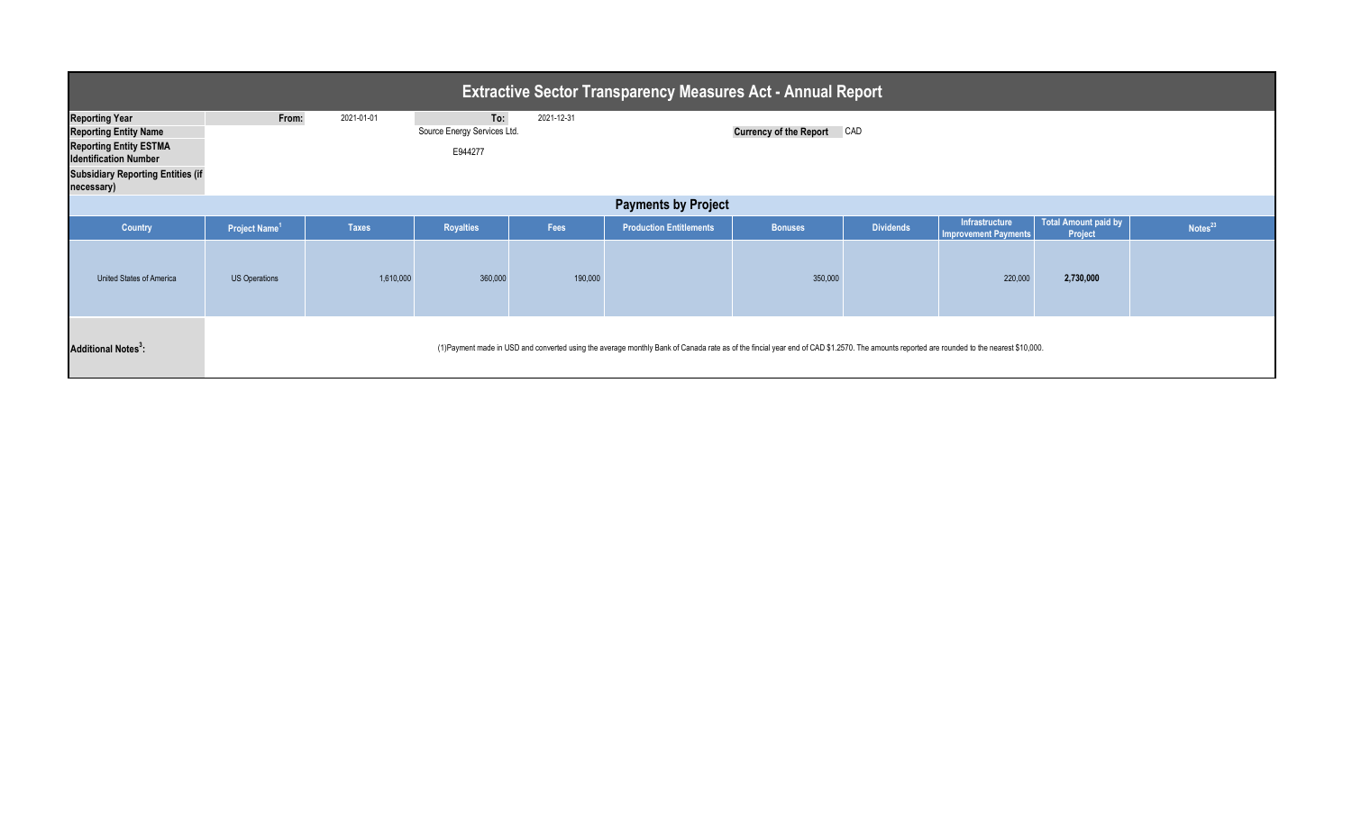# Extractive Sector Transparency Measures Act - Annual Report

| | | | |
|---|---|---|---|
| **Reporting Year** | From: 2021-01-01 | To: 2021-12-31 | |
| **Reporting Entity Name** | Source Energy Services Ltd. | | **Currency of the Report** CAD |
| **Reporting Entity ESTMA Identification Number** | E944277 | | |
| **Subsidiary Reporting Entities (if necessary)** | | | |

## Payments by Project

| Country | Project Name[1] | Taxes | Royalties | Fees | Production Entitlements | Bonuses | Dividends | Infrastructure Improvement Payments | Total Amount paid by Project | Notes[23] |
|---|---|---|---|---|---|---|---|---|---|---|
| United States of America | US Operations | 1,610,000 | 360,000 | 190,000 | | 350,000 | | 220,000 | **2,730,000** | |

**Additional Notes[3]:**

(1)Payment made in USD and converted using the average monthly Bank of Canada rate as of the fincial year end of CAD $1.2570. The amounts reported are rounded to the nearest $10,000.